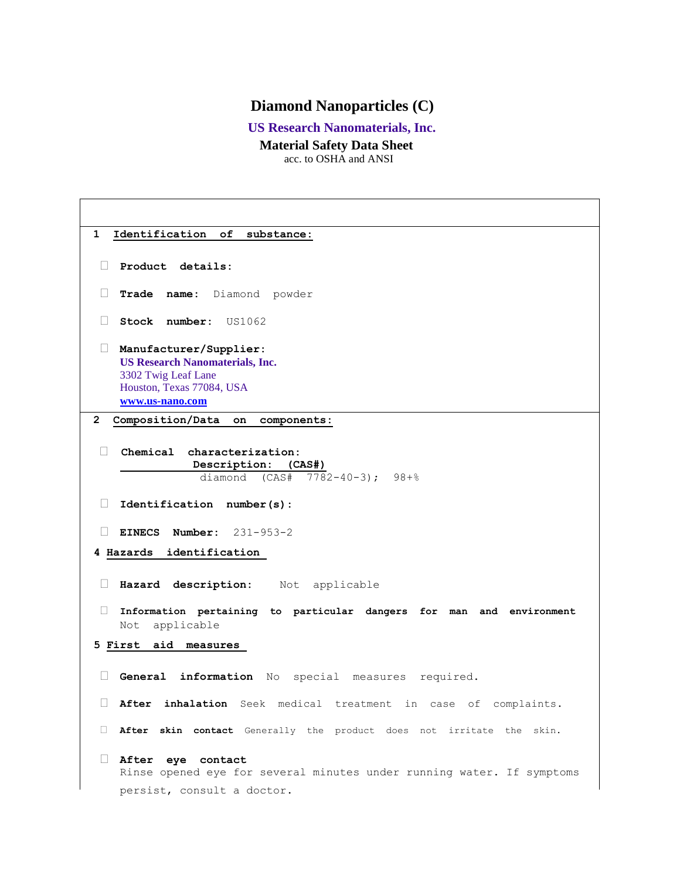# Diamond Nanoparticles (C)

**US Research Nanomaterials, Inc.**

**Material Safety Data Sheet**

acc. to OSHA and ANSI

## 1 Identification of substance:

- **Product details:**
- **Trade name:** Diamond powder
- **Stock number:** US1062
- **Manufacturer/Supplier:**
  **US Research Nanomaterials, Inc.**
  3302 Twig Leaf Lane
  Houston, Texas 77084, USA
  **www.us-nano.com**

## 2 Composition/Data on components:

- **Chemical characterization:**
  **Description: (CAS#)**
  diamond (CAS# 7782-40-3); 98+%
- **Identification number(s):**
- **EINECS Number:** 231-953-2

## 4 Hazards identification

- **Hazard description:** Not applicable
- **Information pertaining to particular dangers for man and environment**
  Not applicable

## 5 First aid measures

- **General information** No special measures required.
- **After inhalation** Seek medical treatment in case of complaints.
- **After skin contact** Generally the product does not irritate the skin.
- **After eye contact**
  Rinse opened eye for several minutes under running water. If symptoms persist, consult a doctor.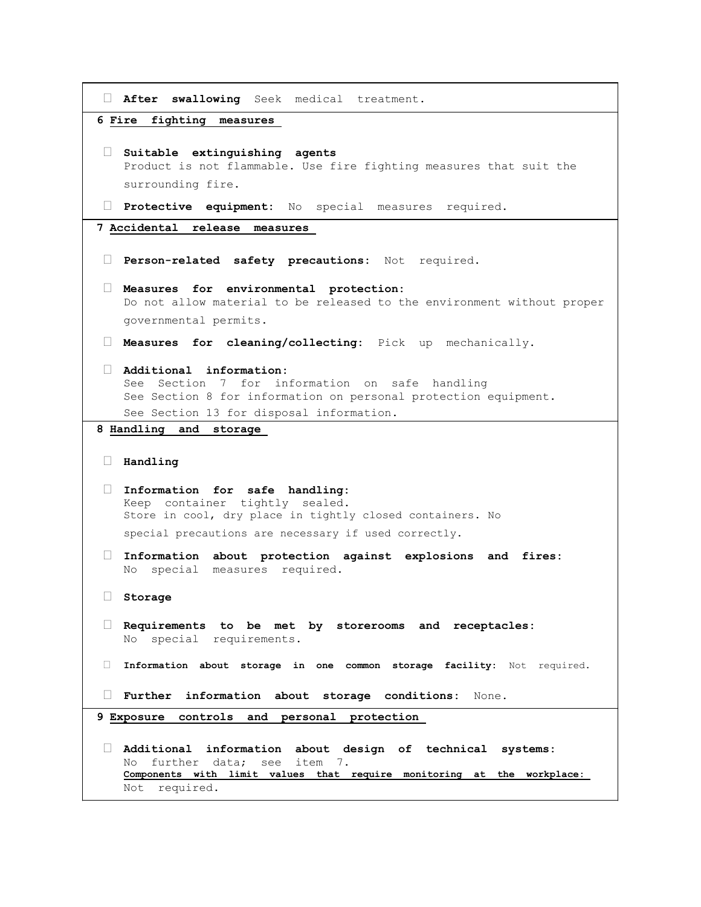- **After swallowing** Seek medical treatment.

## 6 Fire fighting measures

- **Suitable extinguishing agents**
  Product is not flammable. Use fire fighting measures that suit the surrounding fire.
- **Protective equipment:** No special measures required.

## 7 Accidental release measures

- **Person-related safety precautions:** Not required.
- **Measures for environmental protection:**
  Do not allow material to be released to the environment without proper governmental permits.
- **Measures for cleaning/collecting:** Pick up mechanically.
- **Additional information:**
  See Section 7 for information on safe handling
  See Section 8 for information on personal protection equipment.
  See Section 13 for disposal information.

## 8 Handling and storage

- **Handling**
- **Information for safe handling:**
  Keep container tightly sealed.
  Store in cool, dry place in tightly closed containers. No special precautions are necessary if used correctly.
- **Information about protection against explosions and fires:**
  No special measures required.
- **Storage**
- **Requirements to be met by storerooms and receptacles:**
  No special requirements.
- **Information about storage in one common storage facility:** Not required.
- **Further information about storage conditions:** None.

## 9 Exposure controls and personal protection

- **Additional information about design of technical systems:**
  No further data; see item 7.
  **Components with limit values that require monitoring at the workplace:**
  Not required.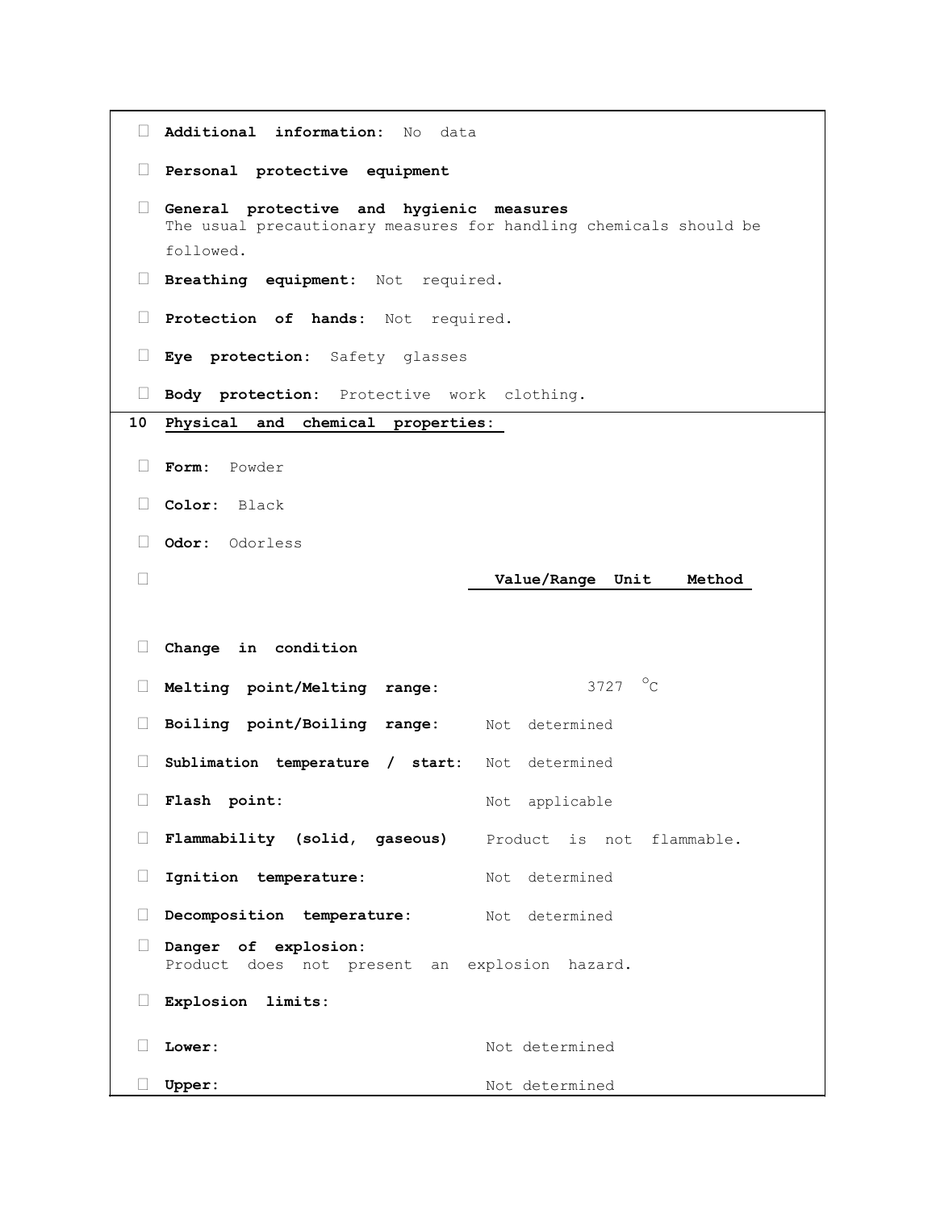- **Additional information:** No data
- **Personal protective equipment**
- **General protective and hygienic measures**
  The usual precautionary measures for handling chemicals should be followed.
- **Breathing equipment:** Not required.
- **Protection of hands:** Not required.
- **Eye protection:** Safety glasses
- **Body protection:** Protective work clothing.

## 10 Physical and chemical properties:

- **Form:** Powder
- **Color:** Black
- **Odor:** Odorless

| | Value/Range | Unit | Method |
|---|---|---|---|
| **Change in condition** | | | |
| **Melting point/Melting range:** | 3727 | °C | |
| **Boiling point/Boiling range:** | Not determined | | |
| **Sublimation temperature / start:** | Not determined | | |
| **Flash point:** | Not applicable | | |
| **Flammability (solid, gaseous)** | Product is not flammable. | | |
| **Ignition temperature:** | Not determined | | |
| **Decomposition temperature:** | Not determined | | |

- **Danger of explosion:**
  Product does not present an explosion hazard.
- **Explosion limits:**
- **Lower:** Not determined
- **Upper:** Not determined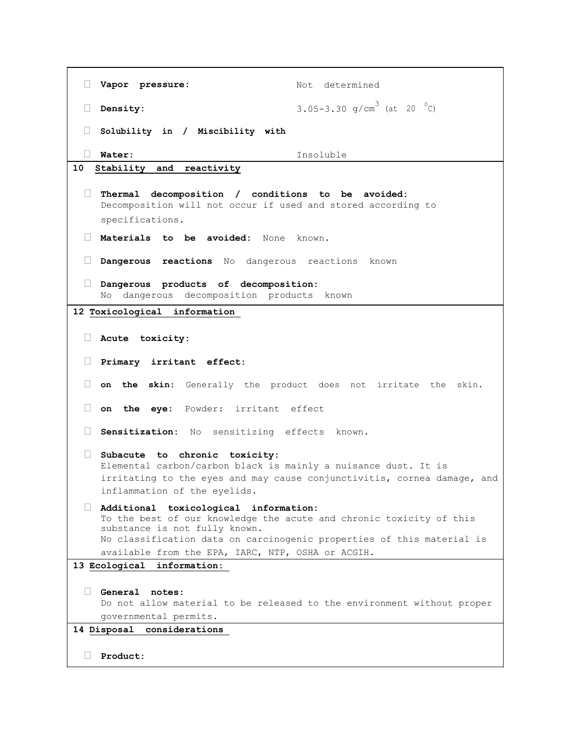- **Vapor pressure:** Not determined
- **Density:** 3.05-3.30 g/cm$^3$ (at 20 $^\circ$C)
- **Solubility in / Miscibility with**
- **Water:** Insoluble

## 10 Stability and reactivity

- **Thermal decomposition / conditions to be avoided:**
  Decomposition will not occur if used and stored according to specifications.
- **Materials to be avoided:** None known.
- **Dangerous reactions** No dangerous reactions known
- **Dangerous products of decomposition:**
  No dangerous decomposition products known

## 12 Toxicological information

- **Acute toxicity:**
- **Primary irritant effect:**
- **on the skin:** Generally the product does not irritate the skin.
- **on the eye:** Powder: irritant effect
- **Sensitization:** No sensitizing effects known.
- **Subacute to chronic toxicity:**
  Elemental carbon/carbon black is mainly a nuisance dust. It is irritating to the eyes and may cause conjunctivitis, cornea damage, and inflammation of the eyelids.
- **Additional toxicological information:**
  To the best of our knowledge the acute and chronic toxicity of this substance is not fully known.
  No classification data on carcinogenic properties of this material is available from the EPA, IARC, NTP, OSHA or ACGIH.

## 13 Ecological information:

- **General notes:**
  Do not allow material to be released to the environment without proper governmental permits.

## 14 Disposal considerations

- **Product:**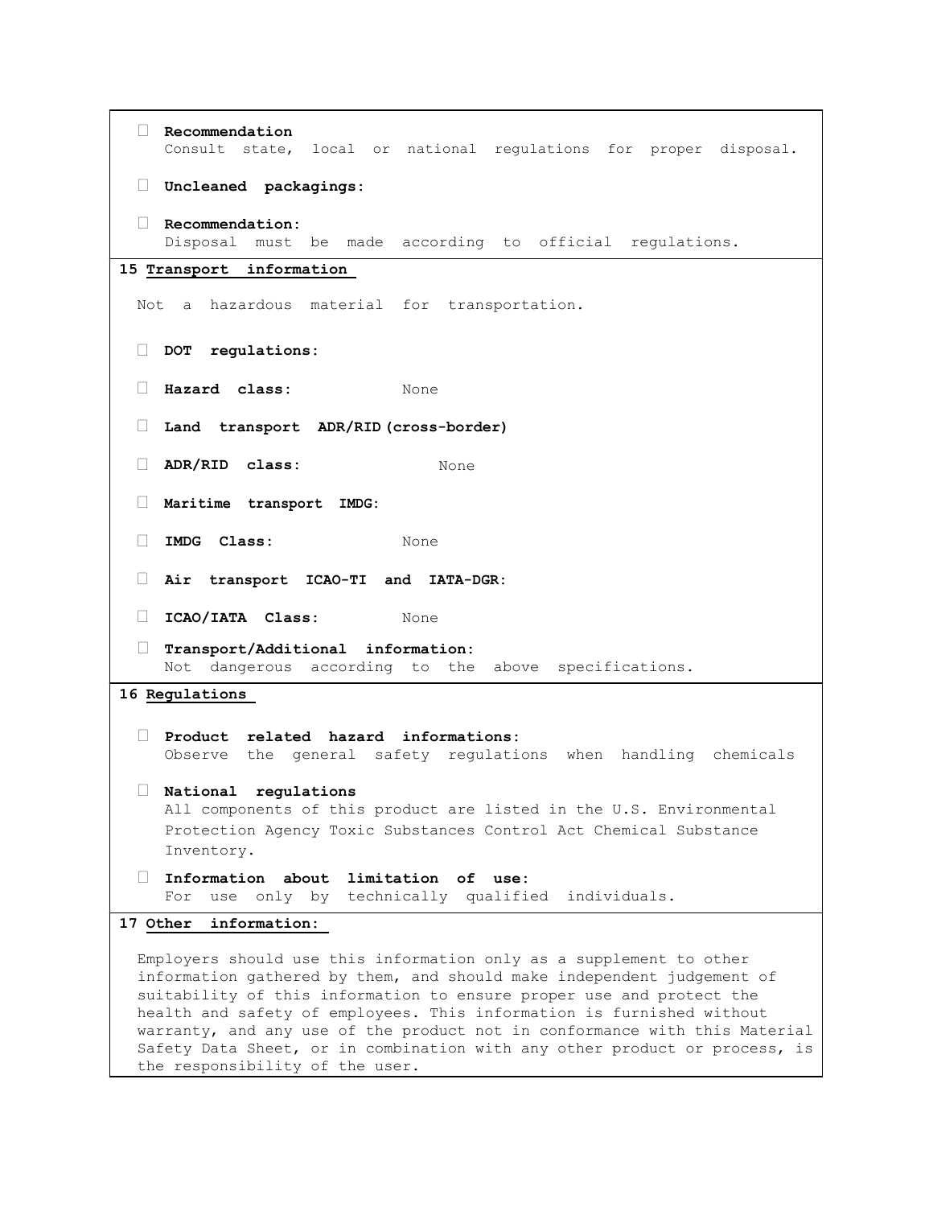- **Recommendation**
  Consult state, local or national regulations for proper disposal.

- **Uncleaned packagings:**

- **Recommendation:**
  Disposal must be made according to official regulations.

## 15 Transport information

Not a hazardous material for transportation.

- **DOT regulations:**

- **Hazard class:** None

- **Land transport ADR/RID (cross-border)**

- **ADR/RID class:** None

- **Maritime transport IMDG:**

- **IMDG Class:** None

- **Air transport ICAO-TI and IATA-DGR:**

- **ICAO/IATA Class:** None

- **Transport/Additional information:**
  Not dangerous according to the above specifications.

## 16 Regulations

- **Product related hazard informations:**
  Observe the general safety regulations when handling chemicals

- **National regulations**
  All components of this product are listed in the U.S. Environmental Protection Agency Toxic Substances Control Act Chemical Substance Inventory.

- **Information about limitation of use:**
  For use only by technically qualified individuals.

## 17 Other information:

Employers should use this information only as a supplement to other information gathered by them, and should make independent judgement of suitability of this information to ensure proper use and protect the health and safety of employees. This information is furnished without warranty, and any use of the product not in conformance with this Material Safety Data Sheet, or in combination with any other product or process, is the responsibility of the user.